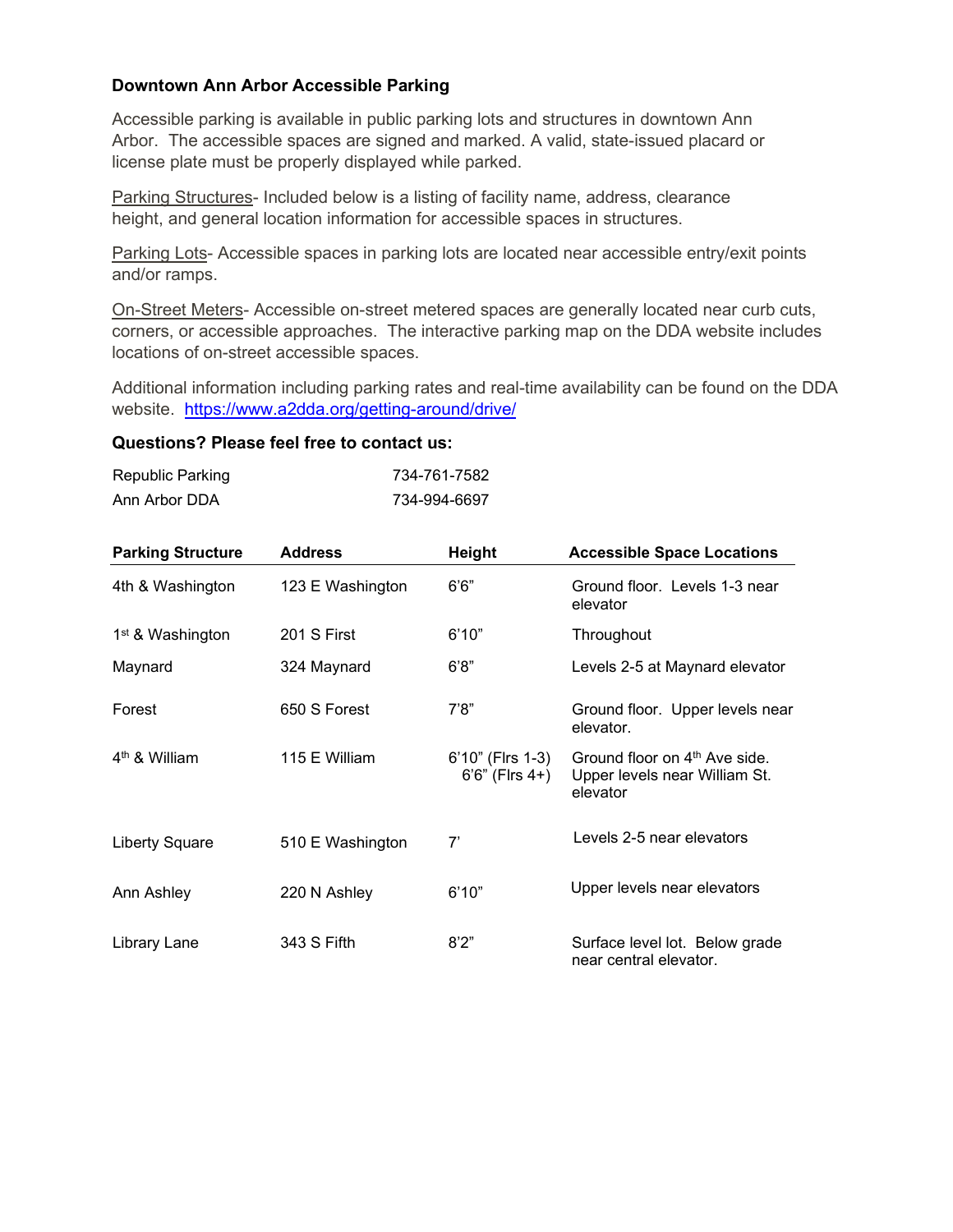### Downtown Ann Arbor Accessible Parking

Accessible parking is available in public parking lots and structures in downtown Ann Arbor. The accessible spaces are signed and marked. A valid, state-issued placard or license plate must be properly displayed while parked.

Parking Structures- Included below is a listing of facility name, address, clearance height, and general location information for accessible spaces in structures.

Parking Lots- Accessible spaces in parking lots are located near accessible entry/exit points and/or ramps.

On-Street Meters- Accessible on-street metered spaces are generally located near curb cuts, corners, or accessible approaches. The interactive parking map on the DDA website includes locations of on-street accessible spaces.

Additional information including parking rates and real-time availability can be found on the DDA website. [https://www.a2dda.org/getting-around/drive/](https://www.a2dda.org/getting-around/drive/)

**Questions? Please feel free to contact us:**

| | |
|---|---|
| Republic Parking | 734-761-7582 |
| Ann Arbor DDA | 734-994-6697 |

| Parking Structure | Address | Height | Accessible Space Locations |
|---|---|---|---|
| 4th & Washington | 123 E Washington | 6'6" | Ground floor. Levels 1-3 near elevator |
| 1st & Washington | 201 S First | 6'10" | Throughout |
| Maynard | 324 Maynard | 6'8" | Levels 2-5 at Maynard elevator |
| Forest | 650 S Forest | 7'8" | Ground floor. Upper levels near elevator. |
| 4th & William | 115 E William | 6'10" (Flrs 1-3) 6'6" (Flrs 4+) | Ground floor on 4th Ave side. Upper levels near William St. elevator |
| Liberty Square | 510 E Washington | 7' | Levels 2-5 near elevators |
| Ann Ashley | 220 N Ashley | 6'10" | Upper levels near elevators |
| Library Lane | 343 S Fifth | 8'2" | Surface level lot. Below grade near central elevator. |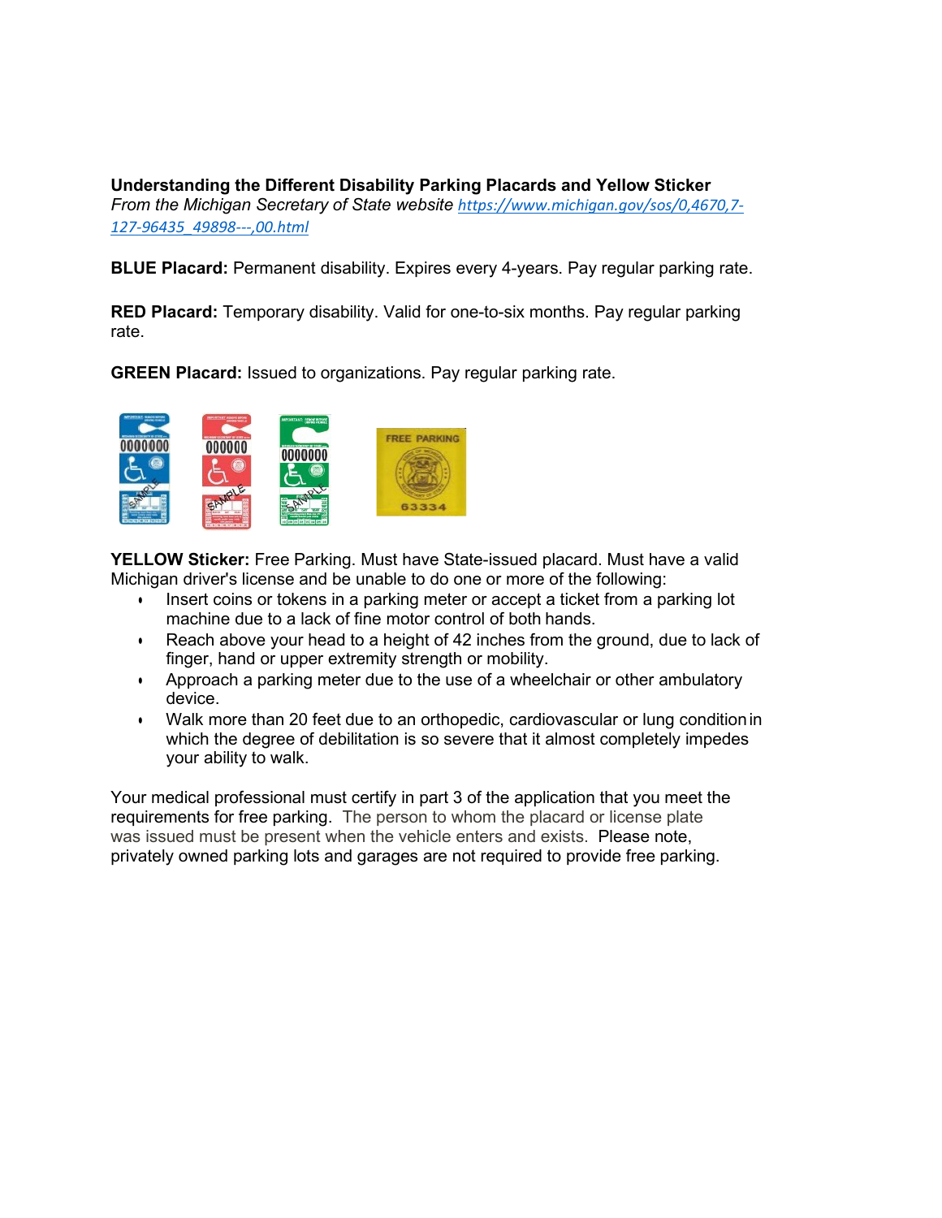**Understanding the Different Disability Parking Placards and Yellow Sticker**
*From the Michigan Secretary of State website* [https://www.michigan.gov/sos/0,4670,7-127-96435_49898---,00.html](https://www.michigan.gov/sos/0,4670,7-127-96435_49898---,00.html)

**BLUE Placard:** Permanent disability. Expires every 4-years. Pay regular parking rate.

**RED Placard:** Temporary disability. Valid for one-to-six months. Pay regular parking rate.

**GREEN Placard:** Issued to organizations. Pay regular parking rate.

**YELLOW Sticker:** Free Parking. Must have State-issued placard. Must have a valid Michigan driver's license and be unable to do one or more of the following:

- Insert coins or tokens in a parking meter or accept a ticket from a parking lot machine due to a lack of fine motor control of both hands.
- Reach above your head to a height of 42 inches from the ground, due to lack of finger, hand or upper extremity strength or mobility.
- Approach a parking meter due to the use of a wheelchair or other ambulatory device.
- Walk more than 20 feet due to an orthopedic, cardiovascular or lung condition in which the degree of debilitation is so severe that it almost completely impedes your ability to walk.

Your medical professional must certify in part 3 of the application that you meet the requirements for free parking. The person to whom the placard or license plate was issued must be present when the vehicle enters and exists. Please note, privately owned parking lots and garages are not required to provide free parking.